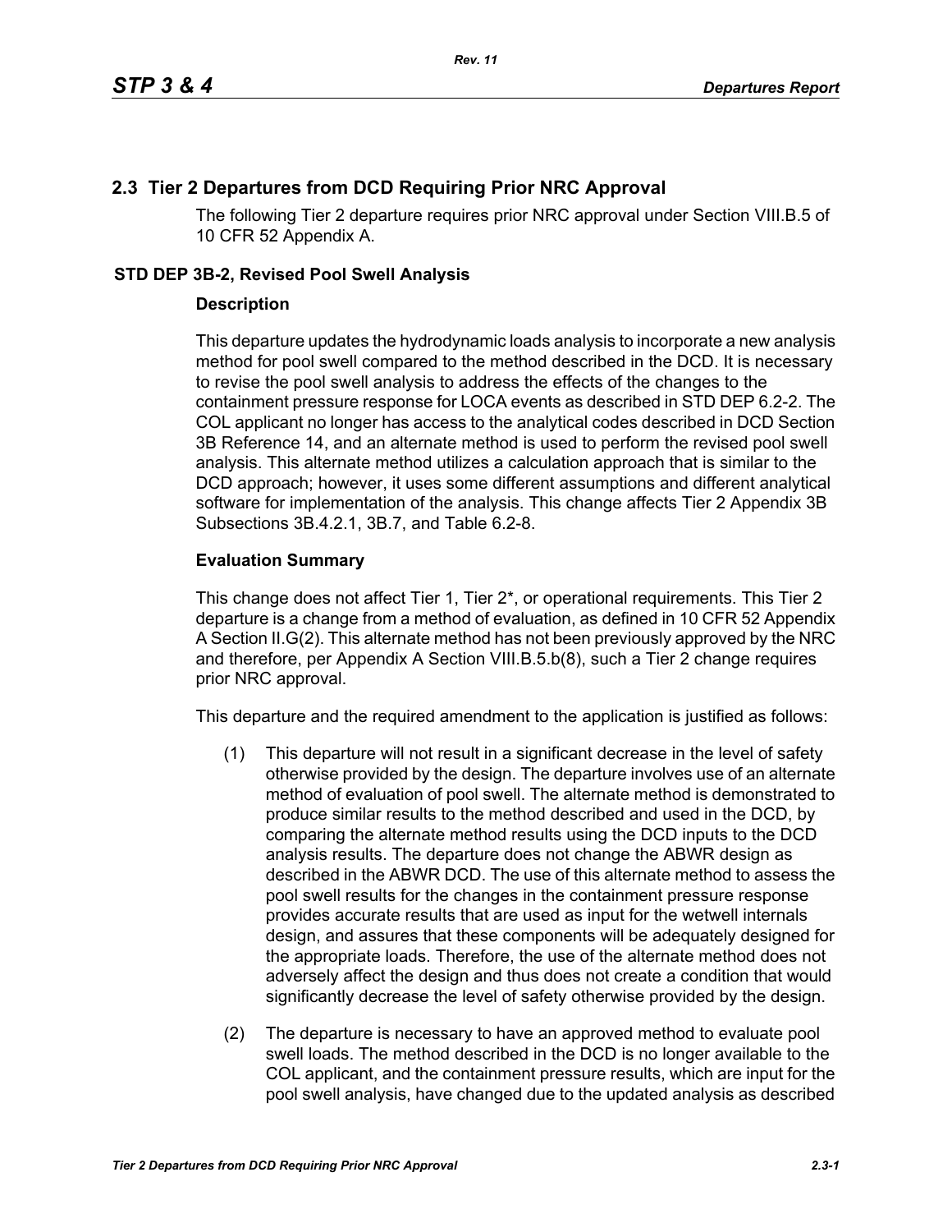## 2.3 Tier 2 Departures from DCD Requiring Prior NRC Approval

The following Tier 2 departure requires prior NRC approval under Section VIII.B.5 of 10 CFR 52 Appendix A.

### STD DEP 3B-2, Revised Pool Swell Analysis

#### Description

This departure updates the hydrodynamic loads analysis to incorporate a new analysis method for pool swell compared to the method described in the DCD. It is necessary to revise the pool swell analysis to address the effects of the changes to the containment pressure response for LOCA events as described in STD DEP 6.2-2. The COL applicant no longer has access to the analytical codes described in DCD Section 3B Reference 14, and an alternate method is used to perform the revised pool swell analysis. This alternate method utilizes a calculation approach that is similar to the DCD approach; however, it uses some different assumptions and different analytical software for implementation of the analysis. This change affects Tier 2 Appendix 3B Subsections 3B.4.2.1, 3B.7, and Table 6.2-8.

#### Evaluation Summary

This change does not affect Tier 1, Tier 2*, or operational requirements. This Tier 2 departure is a change from a method of evaluation, as defined in 10 CFR 52 Appendix A Section II.G(2). This alternate method has not been previously approved by the NRC and therefore, per Appendix A Section VIII.B.5.b(8), such a Tier 2 change requires prior NRC approval.

This departure and the required amendment to the application is justified as follows:

(1) This departure will not result in a significant decrease in the level of safety otherwise provided by the design. The departure involves use of an alternate method of evaluation of pool swell. The alternate method is demonstrated to produce similar results to the method described and used in the DCD, by comparing the alternate method results using the DCD inputs to the DCD analysis results. The departure does not change the ABWR design as described in the ABWR DCD. The use of this alternate method to assess the pool swell results for the changes in the containment pressure response provides accurate results that are used as input for the wetwell internals design, and assures that these components will be adequately designed for the appropriate loads. Therefore, the use of the alternate method does not adversely affect the design and thus does not create a condition that would significantly decrease the level of safety otherwise provided by the design.

(2) The departure is necessary to have an approved method to evaluate pool swell loads. The method described in the DCD is no longer available to the COL applicant, and the containment pressure results, which are input for the pool swell analysis, have changed due to the updated analysis as described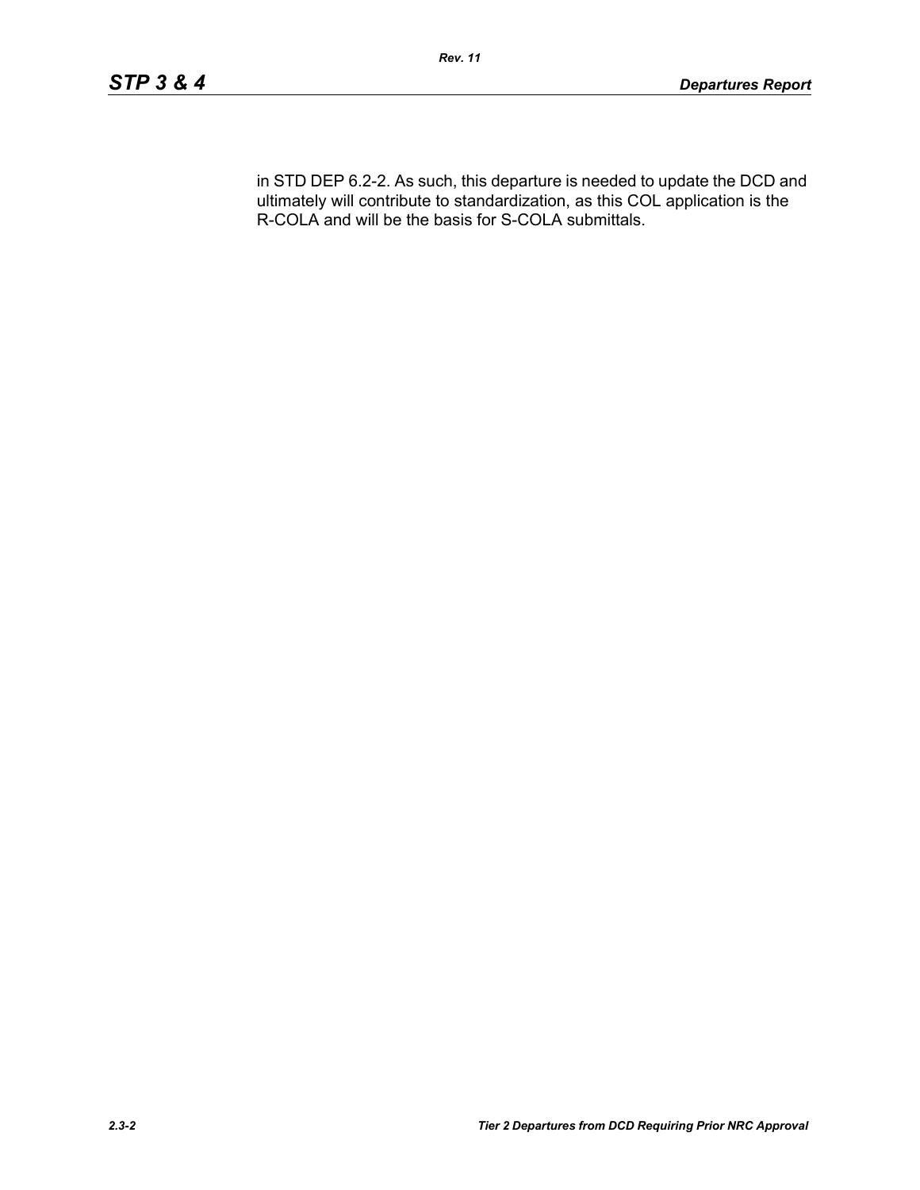in STD DEP 6.2-2. As such, this departure is needed to update the DCD and ultimately will contribute to standardization, as this COL application is the R-COLA and will be the basis for S-COLA submittals.